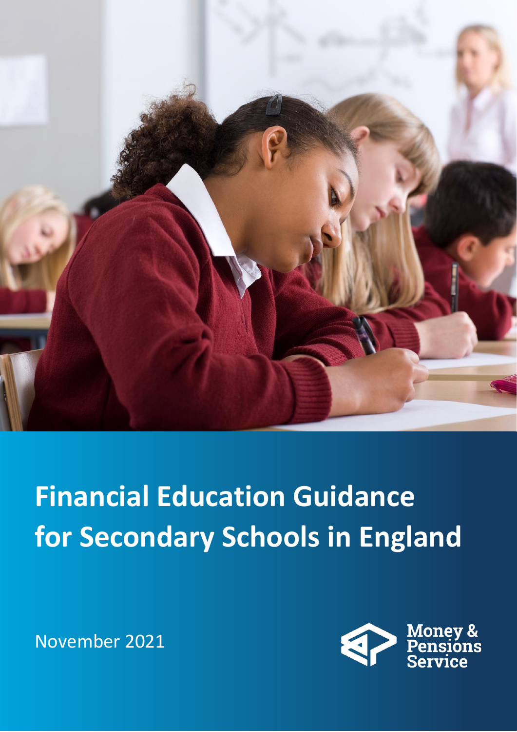# Financial Education Guidance for Secondary Schools in England

November 2021

Money & Pensions Service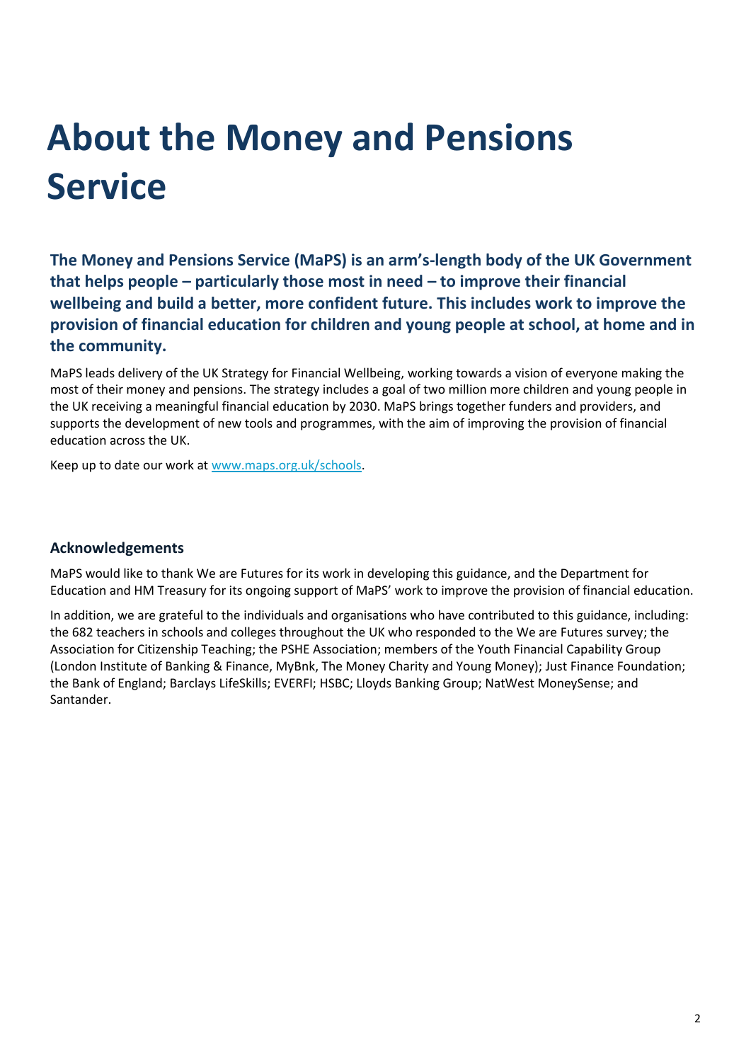# About the Money and Pensions Service

**The Money and Pensions Service (MaPS) is an arm's-length body of the UK Government that helps people – particularly those most in need – to improve their financial wellbeing and build a better, more confident future. This includes work to improve the provision of financial education for children and young people at school, at home and in the community.**

MaPS leads delivery of the UK Strategy for Financial Wellbeing, working towards a vision of everyone making the most of their money and pensions. The strategy includes a goal of two million more children and young people in the UK receiving a meaningful financial education by 2030. MaPS brings together funders and providers, and supports the development of new tools and programmes, with the aim of improving the provision of financial education across the UK.

Keep up to date our work at [www.maps.org.uk/schools](www.maps.org.uk/schools).

### Acknowledgements

MaPS would like to thank We are Futures for its work in developing this guidance, and the Department for Education and HM Treasury for its ongoing support of MaPS' work to improve the provision of financial education.

In addition, we are grateful to the individuals and organisations who have contributed to this guidance, including: the 682 teachers in schools and colleges throughout the UK who responded to the We are Futures survey; the Association for Citizenship Teaching; the PSHE Association; members of the Youth Financial Capability Group (London Institute of Banking & Finance, MyBnk, The Money Charity and Young Money); Just Finance Foundation; the Bank of England; Barclays LifeSkills; EVERFI; HSBC; Lloyds Banking Group; NatWest MoneySense; and Santander.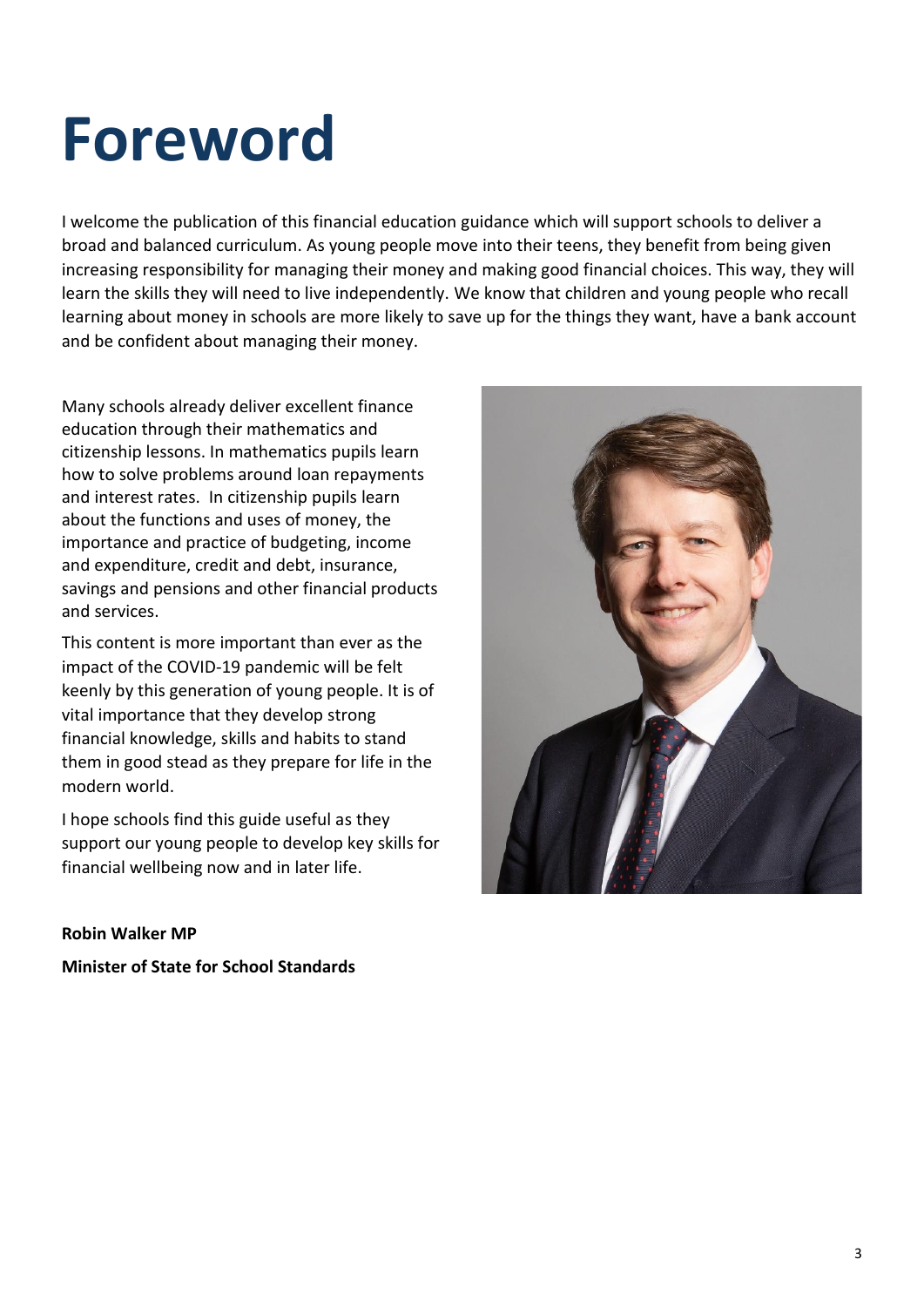# Foreword

I welcome the publication of this financial education guidance which will support schools to deliver a broad and balanced curriculum. As young people move into their teens, they benefit from being given increasing responsibility for managing their money and making good financial choices. This way, they will learn the skills they will need to live independently. We know that children and young people who recall learning about money in schools are more likely to save up for the things they want, have a bank account and be confident about managing their money.

Many schools already deliver excellent finance education through their mathematics and citizenship lessons. In mathematics pupils learn how to solve problems around loan repayments and interest rates. In citizenship pupils learn about the functions and uses of money, the importance and practice of budgeting, income and expenditure, credit and debt, insurance, savings and pensions and other financial products and services.

This content is more important than ever as the impact of the COVID-19 pandemic will be felt keenly by this generation of young people. It is of vital importance that they develop strong financial knowledge, skills and habits to stand them in good stead as they prepare for life in the modern world.

I hope schools find this guide useful as they support our young people to develop key skills for financial wellbeing now and in later life.

**Robin Walker MP**

**Minister of State for School Standards**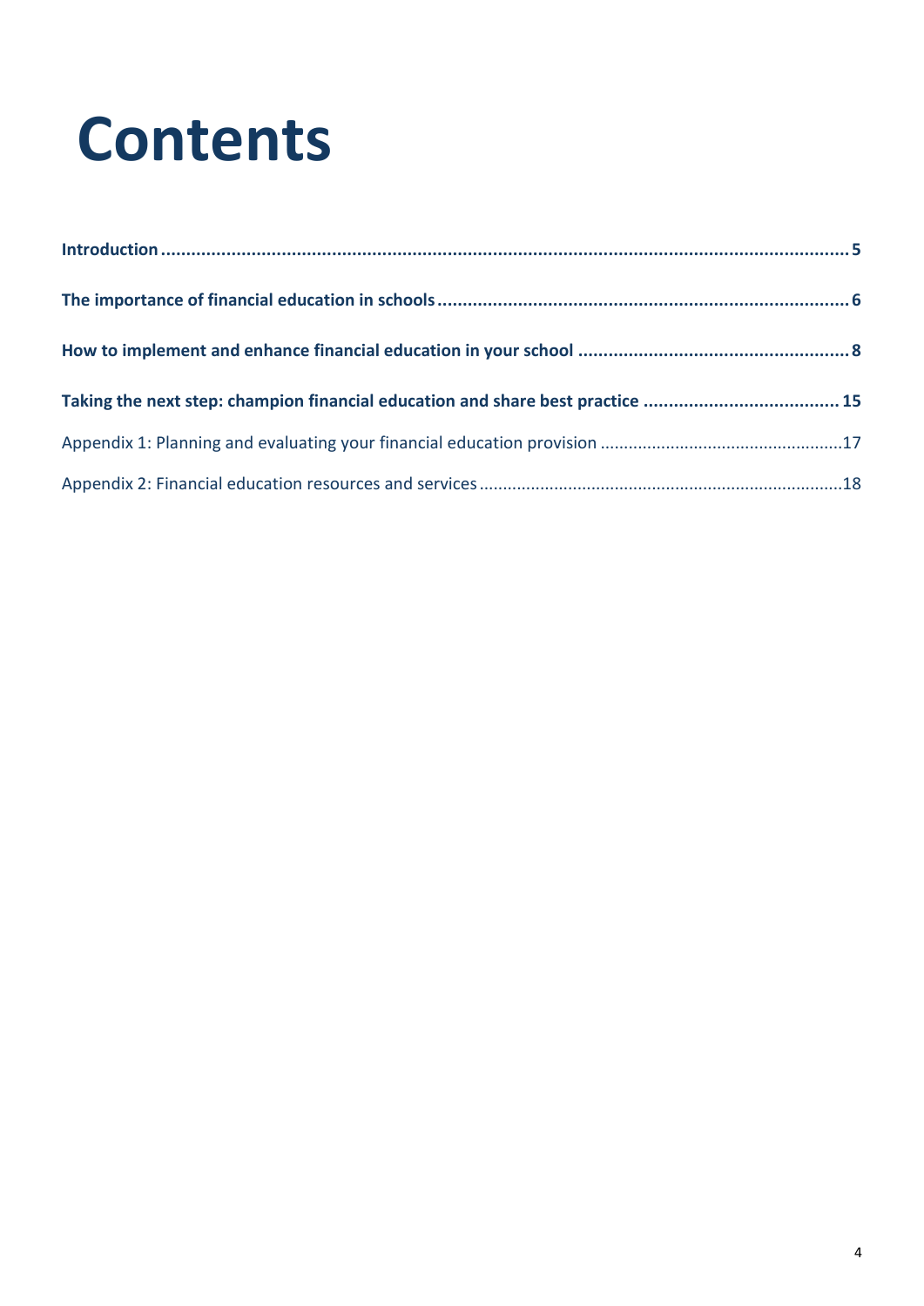# Contents

**Introduction** 5

**The importance of financial education in schools** 6

**How to implement and enhance financial education in your school** 8

**Taking the next step: champion financial education and share best practice** 15

Appendix 1: Planning and evaluating your financial education provision 17

Appendix 2: Financial education resources and services 18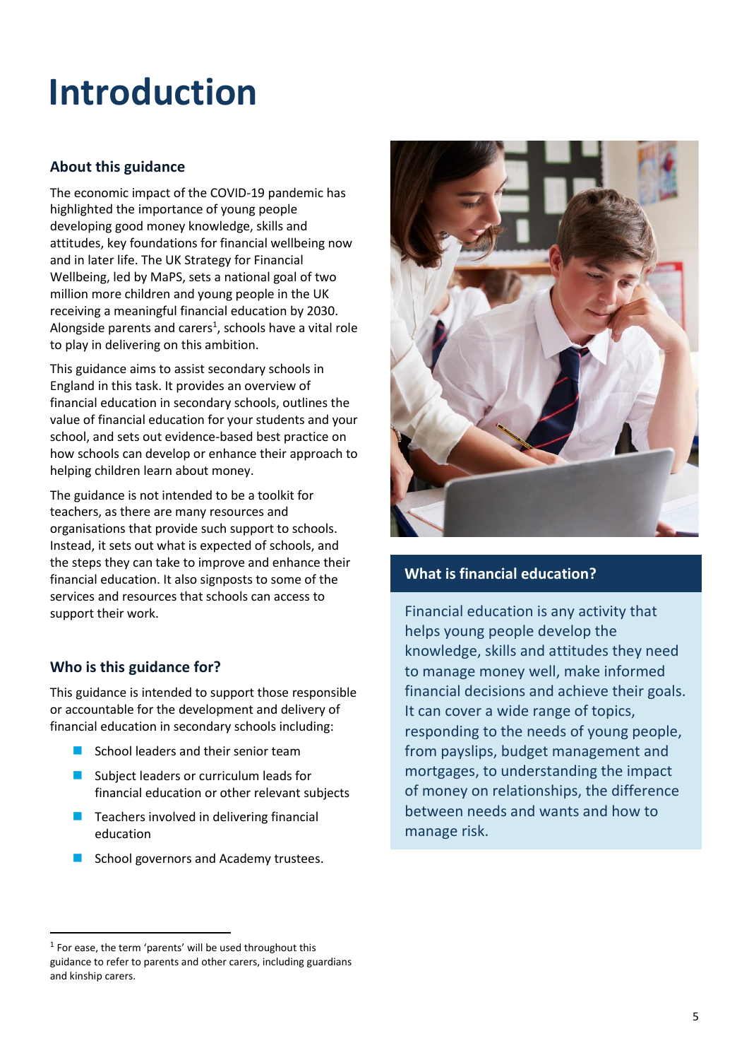# Introduction

### About this guidance

The economic impact of the COVID-19 pandemic has highlighted the importance of young people developing good money knowledge, skills and attitudes, key foundations for financial wellbeing now and in later life. The UK Strategy for Financial Wellbeing, led by MaPS, sets a national goal of two million more children and young people in the UK receiving a meaningful financial education by 2030. Alongside parents and carers[1], schools have a vital role to play in delivering on this ambition.

This guidance aims to assist secondary schools in England in this task. It provides an overview of financial education in secondary schools, outlines the value of financial education for your students and your school, and sets out evidence-based best practice on how schools can develop or enhance their approach to helping children learn about money.

The guidance is not intended to be a toolkit for teachers, as there are many resources and organisations that provide such support to schools. Instead, it sets out what is expected of schools, and the steps they can take to improve and enhance their financial education. It also signposts to some of the services and resources that schools can access to support their work.

### Who is this guidance for?

This guidance is intended to support those responsible or accountable for the development and delivery of financial education in secondary schools including:

- School leaders and their senior team
- Subject leaders or curriculum leads for financial education or other relevant subjects
- Teachers involved in delivering financial education
- School governors and Academy trustees.

### What is financial education?

Financial education is any activity that helps young people develop the knowledge, skills and attitudes they need to manage money well, make informed financial decisions and achieve their goals. It can cover a wide range of topics, responding to the needs of young people, from payslips, budget management and mortgages, to understanding the impact of money on relationships, the difference between needs and wants and how to manage risk.

[1] For ease, the term 'parents' will be used throughout this guidance to refer to parents and other carers, including guardians and kinship carers.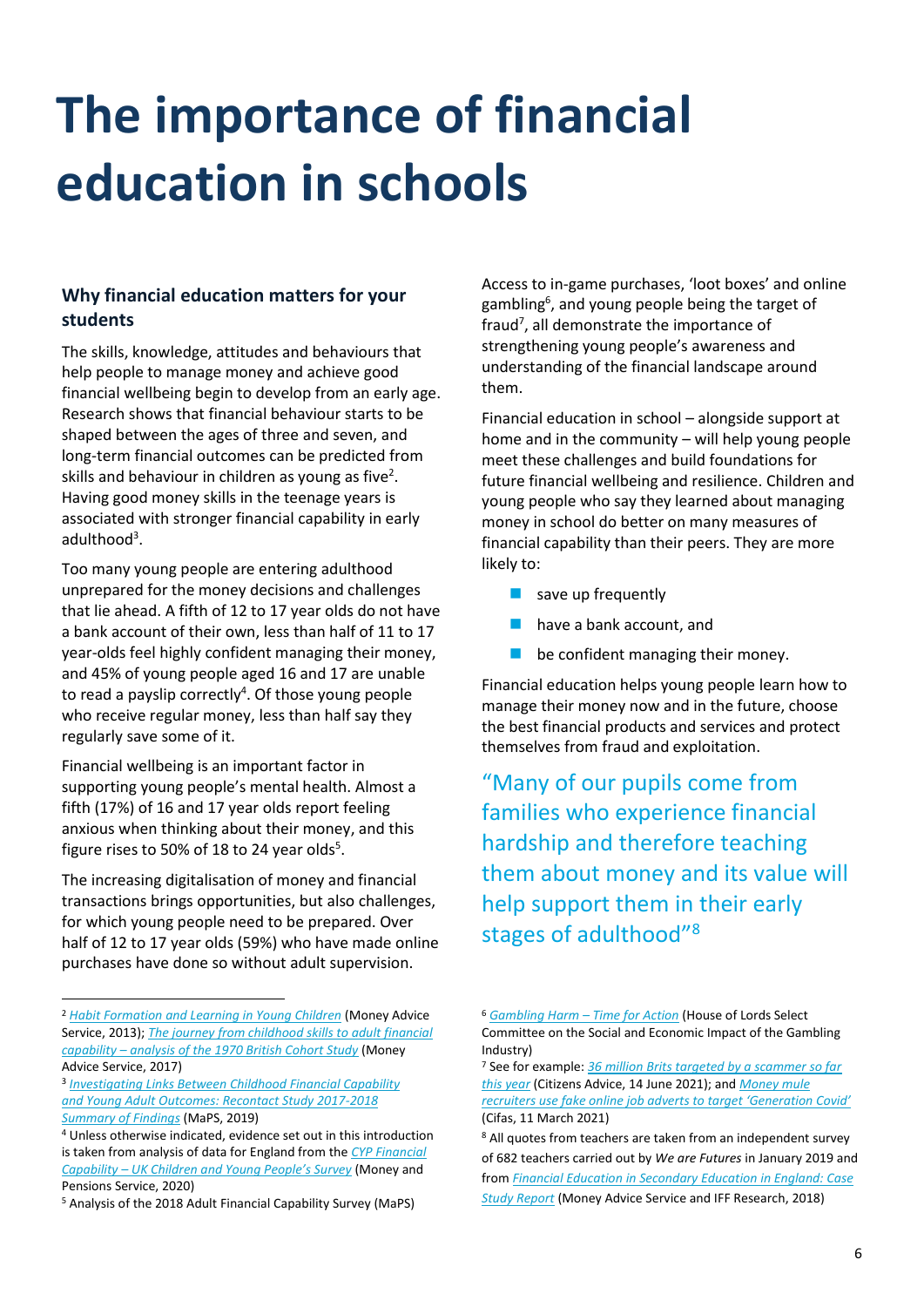# The importance of financial education in schools

### Why financial education matters for your students

The skills, knowledge, attitudes and behaviours that help people to manage money and achieve good financial wellbeing begin to develop from an early age. Research shows that financial behaviour starts to be shaped between the ages of three and seven, and long-term financial outcomes can be predicted from skills and behaviour in children as young as five[2]. Having good money skills in the teenage years is associated with stronger financial capability in early adulthood[3].

Too many young people are entering adulthood unprepared for the money decisions and challenges that lie ahead. A fifth of 12 to 17 year olds do not have a bank account of their own, less than half of 11 to 17 year-olds feel highly confident managing their money, and 45% of young people aged 16 and 17 are unable to read a payslip correctly[4]. Of those young people who receive regular money, less than half say they regularly save some of it.

Financial wellbeing is an important factor in supporting young people's mental health. Almost a fifth (17%) of 16 and 17 year olds report feeling anxious when thinking about their money, and this figure rises to 50% of 18 to 24 year olds[5].

The increasing digitalisation of money and financial transactions brings opportunities, but also challenges, for which young people need to be prepared. Over half of 12 to 17 year olds (59%) who have made online purchases have done so without adult supervision.

Access to in-game purchases, 'loot boxes' and online gambling[6], and young people being the target of fraud[7], all demonstrate the importance of strengthening young people's awareness and understanding of the financial landscape around them.

Financial education in school – alongside support at home and in the community – will help young people meet these challenges and build foundations for future financial wellbeing and resilience. Children and young people who say they learned about managing money in school do better on many measures of financial capability than their peers. They are more likely to:

- save up frequently
- have a bank account, and
- be confident managing their money.

Financial education helps young people learn how to manage their money now and in the future, choose the best financial products and services and protect themselves from fraud and exploitation.

"Many of our pupils come from families who experience financial hardship and therefore teaching them about money and its value will help support them in their early stages of adulthood"[8]

---

[2] Habit Formation and Learning in Young Children (Money Advice Service, 2013); The journey from childhood skills to adult financial capability – analysis of the 1970 British Cohort Study (Money Advice Service, 2017)

[3] Investigating Links Between Childhood Financial Capability and Young Adult Outcomes: Recontact Study 2017-2018 Summary of Findings (MaPS, 2019)

[4] Unless otherwise indicated, evidence set out in this introduction is taken from analysis of data for England from the CYP Financial Capability – UK Children and Young People's Survey (Money and Pensions Service, 2020)

[5] Analysis of the 2018 Adult Financial Capability Survey (MaPS)

[6] Gambling Harm – Time for Action (House of Lords Select Committee on the Social and Economic Impact of the Gambling Industry)

[7] See for example: 36 million Brits targeted by a scammer so far this year (Citizens Advice, 14 June 2021); and Money mule recruiters use fake online job adverts to target 'Generation Covid' (Cifas, 11 March 2021)

[8] All quotes from teachers are taken from an independent survey of 682 teachers carried out by *We are Futures* in January 2019 and from Financial Education in Secondary Education in England: Case Study Report (Money Advice Service and IFF Research, 2018)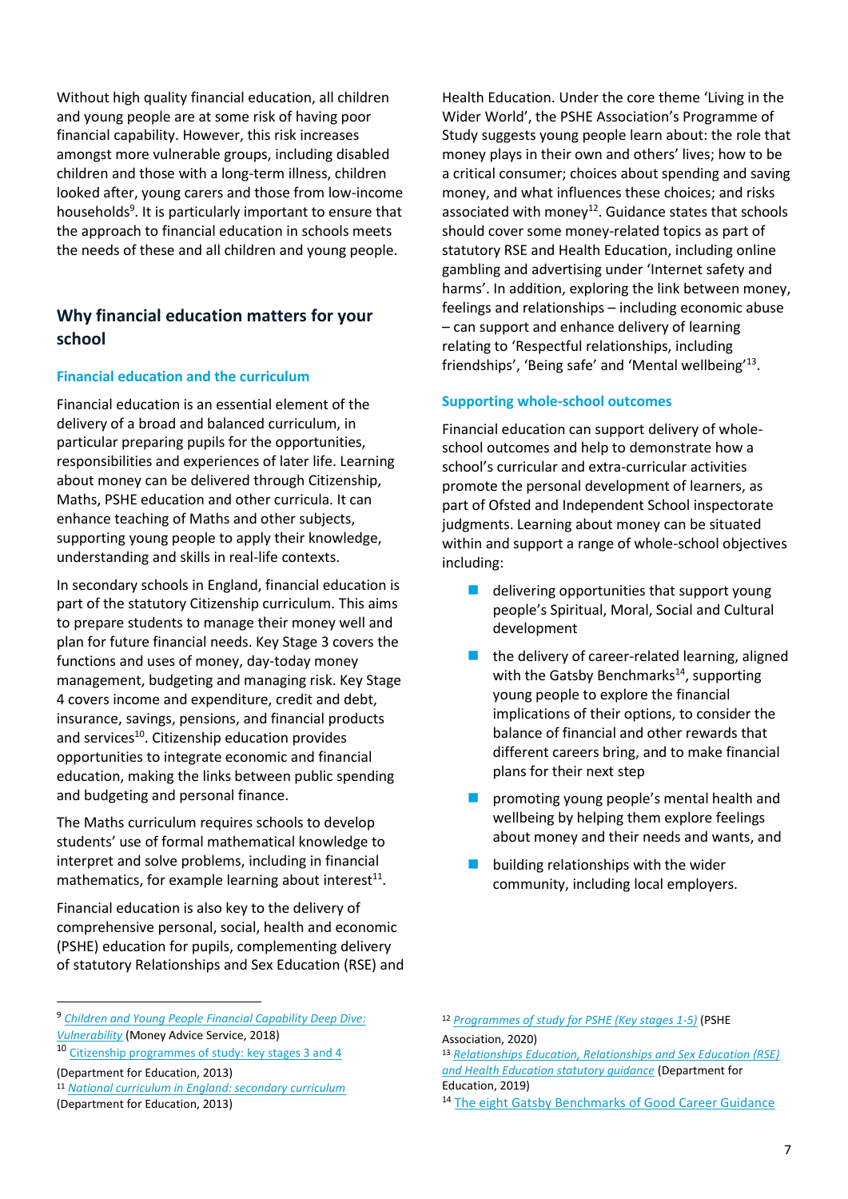Without high quality financial education, all children and young people are at some risk of having poor financial capability. However, this risk increases amongst more vulnerable groups, including disabled children and those with a long-term illness, children looked after, young carers and those from low-income households[9]. It is particularly important to ensure that the approach to financial education in schools meets the needs of these and all children and young people.

## Why financial education matters for your school

### Financial education and the curriculum

Financial education is an essential element of the delivery of a broad and balanced curriculum, in particular preparing pupils for the opportunities, responsibilities and experiences of later life. Learning about money can be delivered through Citizenship, Maths, PSHE education and other curricula. It can enhance teaching of Maths and other subjects, supporting young people to apply their knowledge, understanding and skills in real-life contexts.

In secondary schools in England, financial education is part of the statutory Citizenship curriculum. This aims to prepare students to manage their money well and plan for future financial needs. Key Stage 3 covers the functions and uses of money, day-today money management, budgeting and managing risk. Key Stage 4 covers income and expenditure, credit and debt, insurance, savings, pensions, and financial products and services[10]. Citizenship education provides opportunities to integrate economic and financial education, making the links between public spending and budgeting and personal finance.

The Maths curriculum requires schools to develop students' use of formal mathematical knowledge to interpret and solve problems, including in financial mathematics, for example learning about interest[11].

Financial education is also key to the delivery of comprehensive personal, social, health and economic (PSHE) education for pupils, complementing delivery of statutory Relationships and Sex Education (RSE) and Health Education. Under the core theme 'Living in the Wider World', the PSHE Association's Programme of Study suggests young people learn about: the role that money plays in their own and others' lives; how to be a critical consumer; choices about spending and saving money, and what influences these choices; and risks associated with money[12]. Guidance states that schools should cover some money-related topics as part of statutory RSE and Health Education, including online gambling and advertising under 'Internet safety and harms'. In addition, exploring the link between money, feelings and relationships – including economic abuse – can support and enhance delivery of learning relating to 'Respectful relationships, including friendships', 'Being safe' and 'Mental wellbeing'[13].

### Supporting whole-school outcomes

Financial education can support delivery of whole-school outcomes and help to demonstrate how a school's curricular and extra-curricular activities promote the personal development of learners, as part of Ofsted and Independent School inspectorate judgments. Learning about money can be situated within and support a range of whole-school objectives including:

- delivering opportunities that support young people's Spiritual, Moral, Social and Cultural development
- the delivery of career-related learning, aligned with the Gatsby Benchmarks[14], supporting young people to explore the financial implications of their options, to consider the balance of financial and other rewards that different careers bring, and to make financial plans for their next step
- promoting young people's mental health and wellbeing by helping them explore feelings about money and their needs and wants, and
- building relationships with the wider community, including local employers.

---

[9] *Children and Young People Financial Capability Deep Dive: Vulnerability* (Money Advice Service, 2018)

[10] Citizenship programmes of study: key stages 3 and 4 (Department for Education, 2013)

[11] *National curriculum in England: secondary curriculum* (Department for Education, 2013)

[12] *Programmes of study for PSHE (Key stages 1-5)* (PSHE Association, 2020)

[13] *Relationships Education, Relationships and Sex Education (RSE) and Health Education statutory guidance* (Department for Education, 2019)

[14] The eight Gatsby Benchmarks of Good Career Guidance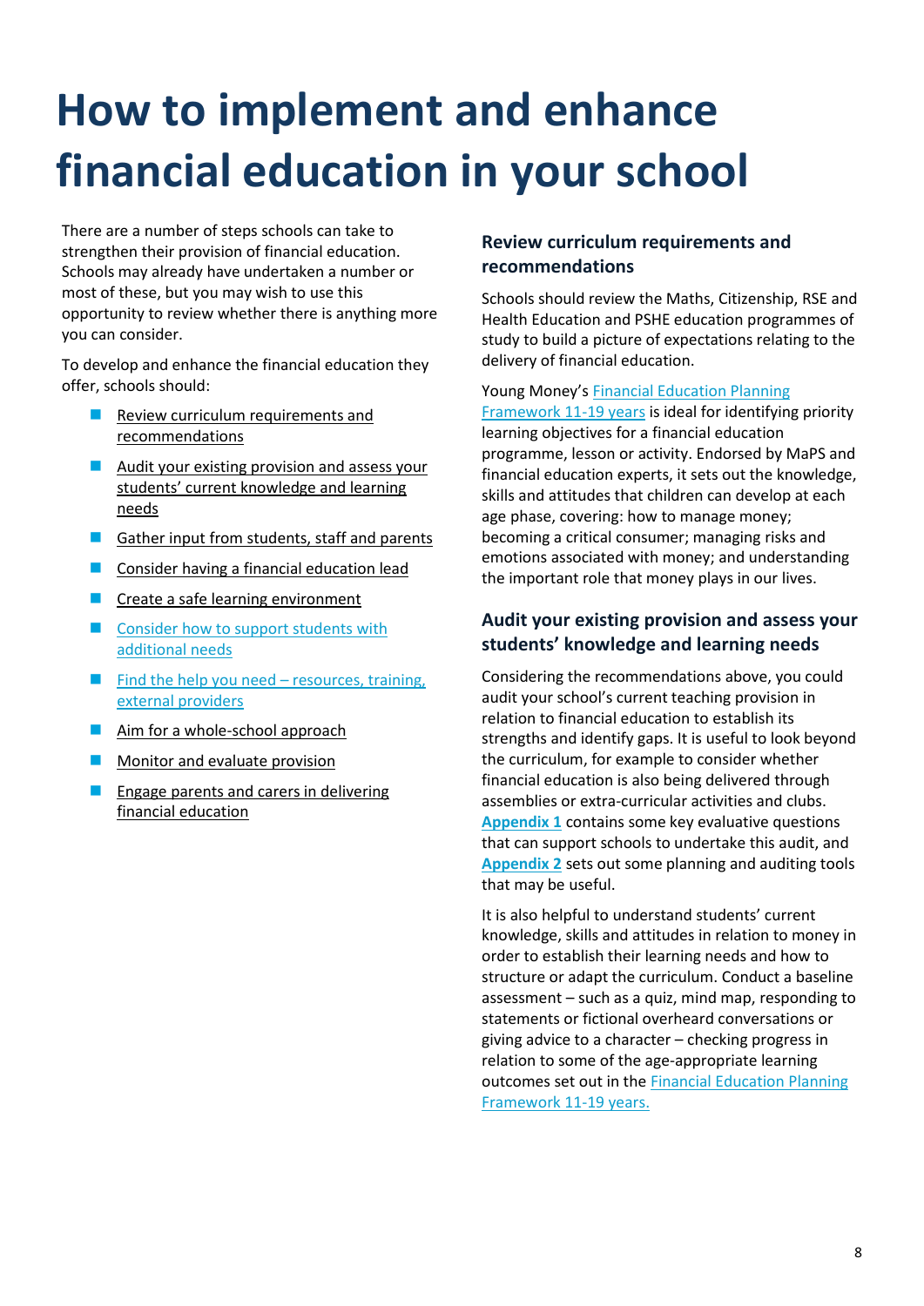# How to implement and enhance financial education in your school

There are a number of steps schools can take to strengthen their provision of financial education. Schools may already have undertaken a number or most of these, but you may wish to use this opportunity to review whether there is anything more you can consider.

To develop and enhance the financial education they offer, schools should:

- Review curriculum requirements and recommendations
- Audit your existing provision and assess your students' current knowledge and learning needs
- Gather input from students, staff and parents
- Consider having a financial education lead
- Create a safe learning environment
- Consider how to support students with additional needs
- Find the help you need – resources, training, external providers
- Aim for a whole-school approach
- Monitor and evaluate provision
- Engage parents and carers in delivering financial education

### Review curriculum requirements and recommendations

Schools should review the Maths, Citizenship, RSE and Health Education and PSHE education programmes of study to build a picture of expectations relating to the delivery of financial education.

Young Money's Financial Education Planning Framework 11-19 years is ideal for identifying priority learning objectives for a financial education programme, lesson or activity. Endorsed by MaPS and financial education experts, it sets out the knowledge, skills and attitudes that children can develop at each age phase, covering: how to manage money; becoming a critical consumer; managing risks and emotions associated with money; and understanding the important role that money plays in our lives.

### Audit your existing provision and assess your students' knowledge and learning needs

Considering the recommendations above, you could audit your school's current teaching provision in relation to financial education to establish its strengths and identify gaps. It is useful to look beyond the curriculum, for example to consider whether financial education is also being delivered through assemblies or extra-curricular activities and clubs. **Appendix 1** contains some key evaluative questions that can support schools to undertake this audit, and **Appendix 2** sets out some planning and auditing tools that may be useful.

It is also helpful to understand students' current knowledge, skills and attitudes in relation to money in order to establish their learning needs and how to structure or adapt the curriculum. Conduct a baseline assessment – such as a quiz, mind map, responding to statements or fictional overheard conversations or giving advice to a character – checking progress in relation to some of the age-appropriate learning outcomes set out in the Financial Education Planning Framework 11-19 years.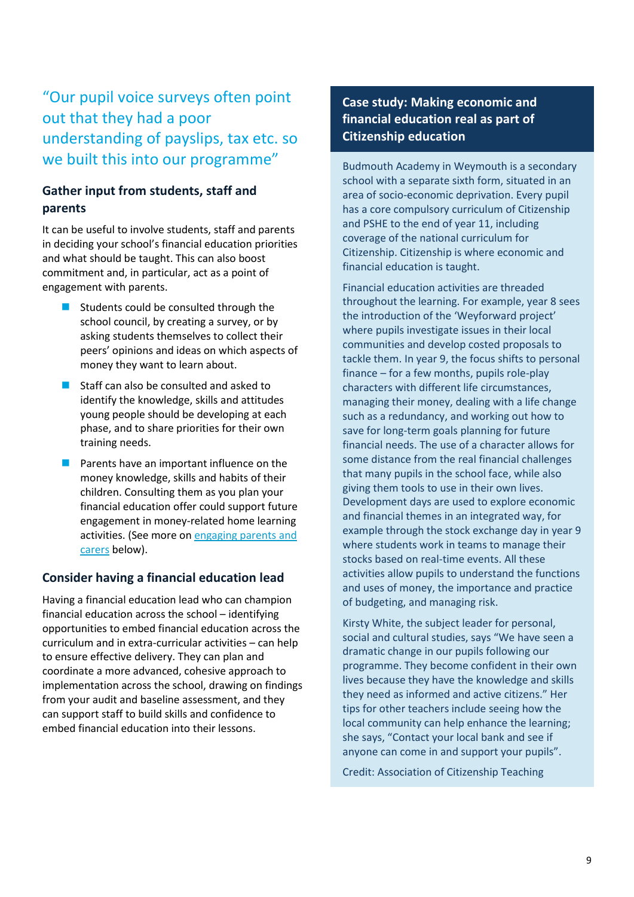"Our pupil voice surveys often point out that they had a poor understanding of payslips, tax etc. so we built this into our programme"

### Gather input from students, staff and parents

It can be useful to involve students, staff and parents in deciding your school's financial education priorities and what should be taught. This can also boost commitment and, in particular, act as a point of engagement with parents.

- Students could be consulted through the school council, by creating a survey, or by asking students themselves to collect their peers' opinions and ideas on which aspects of money they want to learn about.
- Staff can also be consulted and asked to identify the knowledge, skills and attitudes young people should be developing at each phase, and to share priorities for their own training needs.
- Parents have an important influence on the money knowledge, skills and habits of their children. Consulting them as you plan your financial education offer could support future engagement in money-related home learning activities. (See more on engaging parents and carers below).

### Consider having a financial education lead

Having a financial education lead who can champion financial education across the school – identifying opportunities to embed financial education across the curriculum and in extra-curricular activities – can help to ensure effective delivery. They can plan and coordinate a more advanced, cohesive approach to implementation across the school, drawing on findings from your audit and baseline assessment, and they can support staff to build skills and confidence to embed financial education into their lessons.

### Case study: Making economic and financial education real as part of Citizenship education

Budmouth Academy in Weymouth is a secondary school with a separate sixth form, situated in an area of socio-economic deprivation. Every pupil has a core compulsory curriculum of Citizenship and PSHE to the end of year 11, including coverage of the national curriculum for Citizenship. Citizenship is where economic and financial education is taught.

Financial education activities are threaded throughout the learning. For example, year 8 sees the introduction of the 'Weyforward project' where pupils investigate issues in their local communities and develop costed proposals to tackle them. In year 9, the focus shifts to personal finance – for a few months, pupils role-play characters with different life circumstances, managing their money, dealing with a life change such as a redundancy, and working out how to save for long-term goals planning for future financial needs. The use of a character allows for some distance from the real financial challenges that many pupils in the school face, while also giving them tools to use in their own lives. Development days are used to explore economic and financial themes in an integrated way, for example through the stock exchange day in year 9 where students work in teams to manage their stocks based on real-time events. All these activities allow pupils to understand the functions and uses of money, the importance and practice of budgeting, and managing risk.

Kirsty White, the subject leader for personal, social and cultural studies, says "We have seen a dramatic change in our pupils following our programme. They become confident in their own lives because they have the knowledge and skills they need as informed and active citizens." Her tips for other teachers include seeing how the local community can help enhance the learning; she says, "Contact your local bank and see if anyone can come in and support your pupils".

Credit: Association of Citizenship Teaching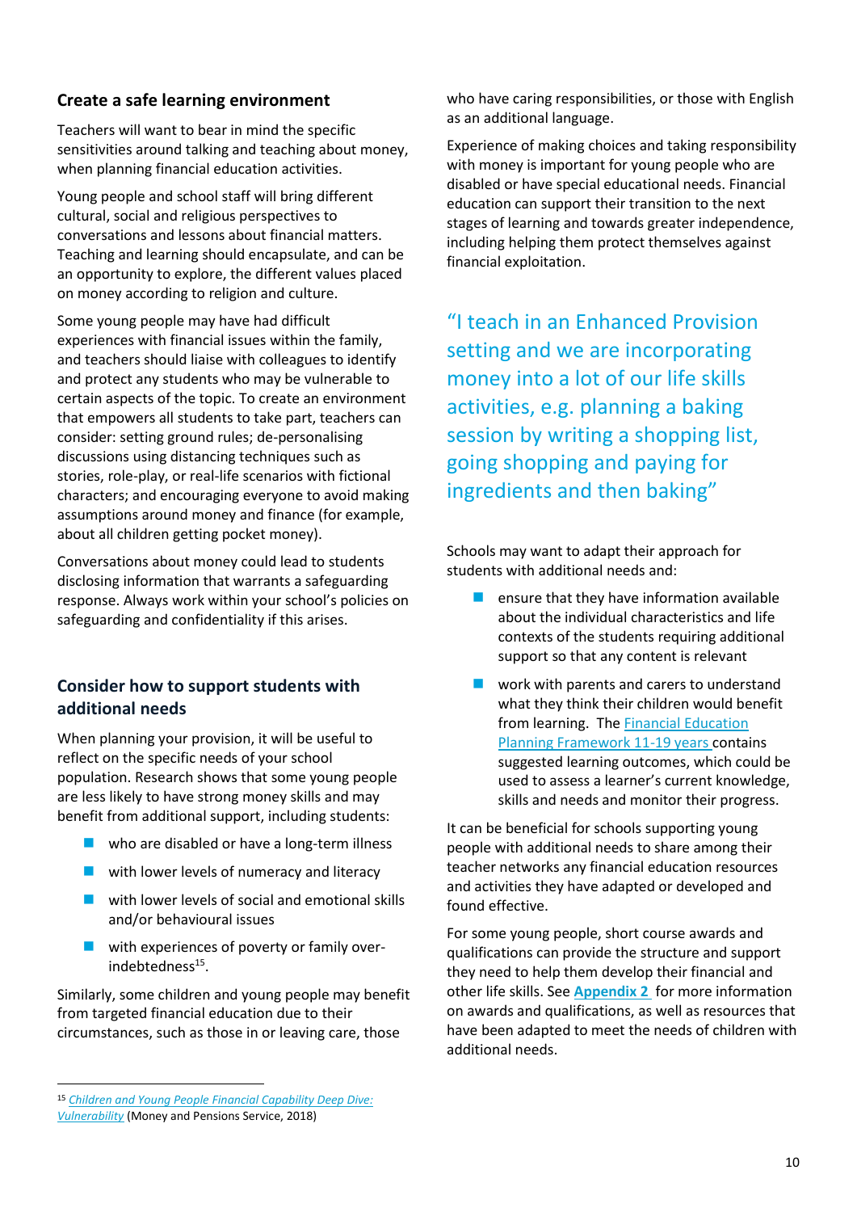## Create a safe learning environment

Teachers will want to bear in mind the specific sensitivities around talking and teaching about money, when planning financial education activities.

Young people and school staff will bring different cultural, social and religious perspectives to conversations and lessons about financial matters. Teaching and learning should encapsulate, and can be an opportunity to explore, the different values placed on money according to religion and culture.

Some young people may have had difficult experiences with financial issues within the family, and teachers should liaise with colleagues to identify and protect any students who may be vulnerable to certain aspects of the topic. To create an environment that empowers all students to take part, teachers can consider: setting ground rules; de-personalising discussions using distancing techniques such as stories, role-play, or real-life scenarios with fictional characters; and encouraging everyone to avoid making assumptions around money and finance (for example, about all children getting pocket money).

Conversations about money could lead to students disclosing information that warrants a safeguarding response. Always work within your school's policies on safeguarding and confidentiality if this arises.

## Consider how to support students with additional needs

When planning your provision, it will be useful to reflect on the specific needs of your school population. Research shows that some young people are less likely to have strong money skills and may benefit from additional support, including students:

- who are disabled or have a long-term illness
- with lower levels of numeracy and literacy
- with lower levels of social and emotional skills and/or behavioural issues
- with experiences of poverty or family over-indebtedness[15].

Similarly, some children and young people may benefit from targeted financial education due to their circumstances, such as those in or leaving care, those who have caring responsibilities, or those with English as an additional language.

Experience of making choices and taking responsibility with money is important for young people who are disabled or have special educational needs. Financial education can support their transition to the next stages of learning and towards greater independence, including helping them protect themselves against financial exploitation.

> "I teach in an Enhanced Provision setting and we are incorporating money into a lot of our life skills activities, e.g. planning a baking session by writing a shopping list, going shopping and paying for ingredients and then baking"

Schools may want to adapt their approach for students with additional needs and:

- ensure that they have information available about the individual characteristics and life contexts of the students requiring additional support so that any content is relevant
- work with parents and carers to understand what they think their children would benefit from learning. The Financial Education Planning Framework 11-19 years contains suggested learning outcomes, which could be used to assess a learner's current knowledge, skills and needs and monitor their progress.

It can be beneficial for schools supporting young people with additional needs to share among their teacher networks any financial education resources and activities they have adapted or developed and found effective.

For some young people, short course awards and qualifications can provide the structure and support they need to help them develop their financial and other life skills. See **Appendix 2** for more information on awards and qualifications, as well as resources that have been adapted to meet the needs of children with additional needs.

[15] *Children and Young People Financial Capability Deep Dive: Vulnerability* (Money and Pensions Service, 2018)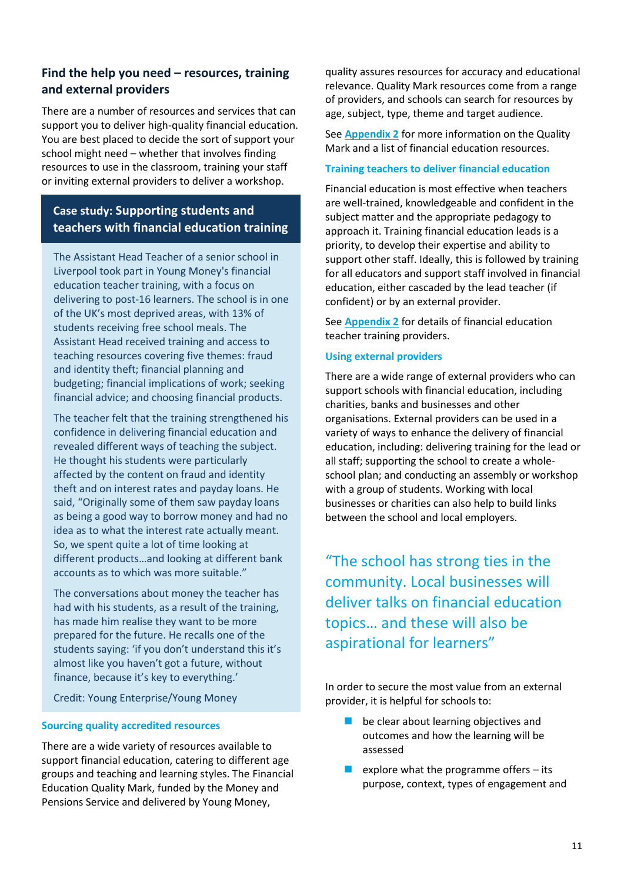## Find the help you need – resources, training and external providers

There are a number of resources and services that can support you to deliver high-quality financial education. You are best placed to decide the sort of support your school might need – whether that involves finding resources to use in the classroom, training your staff or inviting external providers to deliver a workshop.

### Case study: Supporting students and teachers with financial education training

The Assistant Head Teacher of a senior school in Liverpool took part in Young Money's financial education teacher training, with a focus on delivering to post-16 learners. The school is in one of the UK's most deprived areas, with 13% of students receiving free school meals. The Assistant Head received training and access to teaching resources covering five themes: fraud and identity theft; financial planning and budgeting; financial implications of work; seeking financial advice; and choosing financial products.

The teacher felt that the training strengthened his confidence in delivering financial education and revealed different ways of teaching the subject. He thought his students were particularly affected by the content on fraud and identity theft and on interest rates and payday loans. He said, "Originally some of them saw payday loans as being a good way to borrow money and had no idea as to what the interest rate actually meant. So, we spent quite a lot of time looking at different products…and looking at different bank accounts as to which was more suitable."

The conversations about money the teacher has had with his students, as a result of the training, has made him realise they want to be more prepared for the future. He recalls one of the students saying: 'if you don't understand this it's almost like you haven't got a future, without finance, because it's key to everything.'

Credit: Young Enterprise/Young Money

### Sourcing quality accredited resources

There are a wide variety of resources available to support financial education, catering to different age groups and teaching and learning styles. The Financial Education Quality Mark, funded by the Money and Pensions Service and delivered by Young Money, quality assures resources for accuracy and educational relevance. Quality Mark resources come from a range of providers, and schools can search for resources by age, subject, type, theme and target audience.

See **Appendix 2** for more information on the Quality Mark and a list of financial education resources.

### Training teachers to deliver financial education

Financial education is most effective when teachers are well-trained, knowledgeable and confident in the subject matter and the appropriate pedagogy to approach it. Training financial education leads is a priority, to develop their expertise and ability to support other staff. Ideally, this is followed by training for all educators and support staff involved in financial education, either cascaded by the lead teacher (if confident) or by an external provider.

See **Appendix 2** for details of financial education teacher training providers.

### Using external providers

There are a wide range of external providers who can support schools with financial education, including charities, banks and businesses and other organisations. External providers can be used in a variety of ways to enhance the delivery of financial education, including: delivering training for the lead or all staff; supporting the school to create a whole-school plan; and conducting an assembly or workshop with a group of students. Working with local businesses or charities can also help to build links between the school and local employers.

> "The school has strong ties in the community. Local businesses will deliver talks on financial education topics… and these will also be aspirational for learners"

In order to secure the most value from an external provider, it is helpful for schools to:

- be clear about learning objectives and outcomes and how the learning will be assessed
- explore what the programme offers – its purpose, context, types of engagement and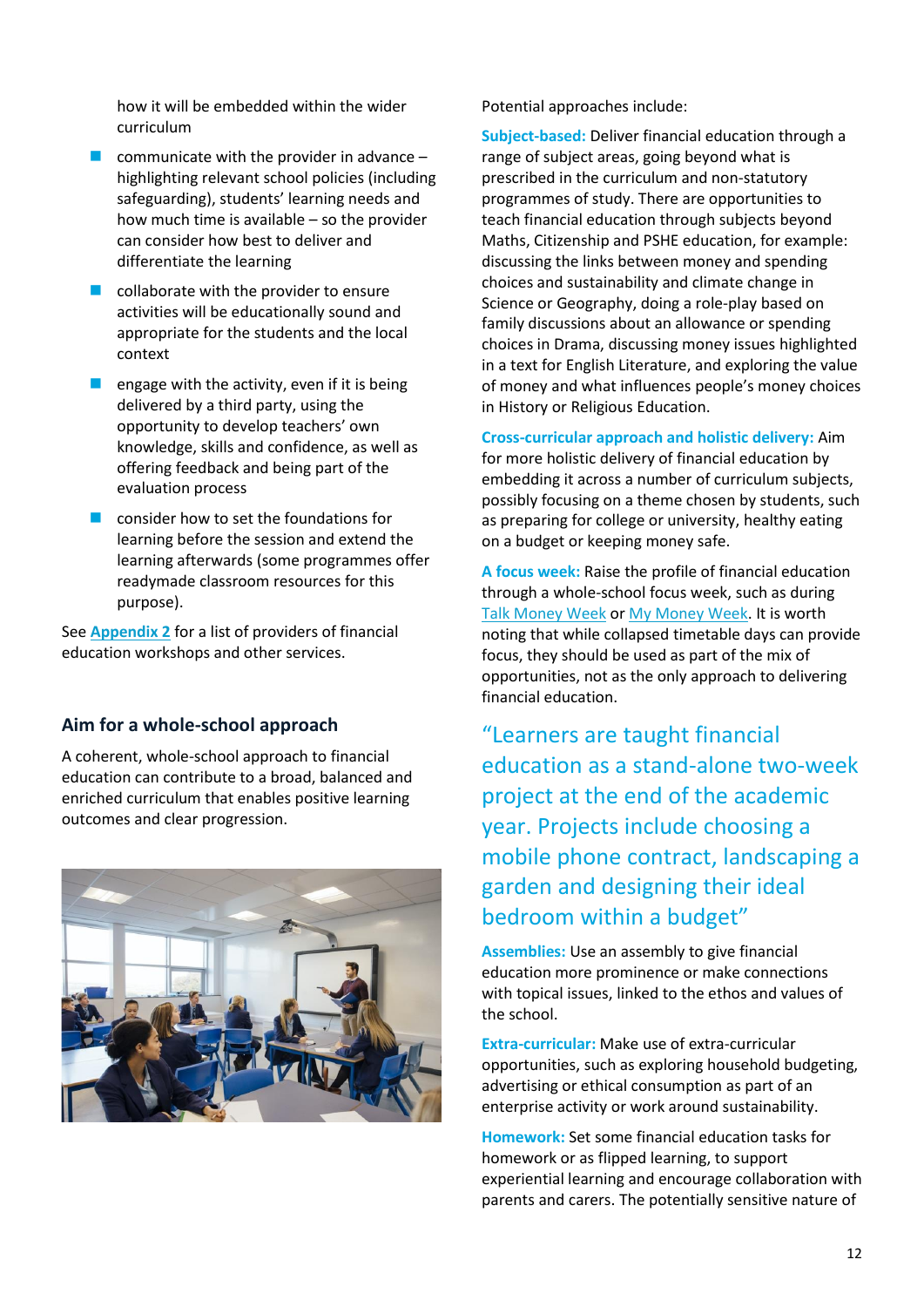how it will be embedded within the wider curriculum

- communicate with the provider in advance – highlighting relevant school policies (including safeguarding), students' learning needs and how much time is available – so the provider can consider how best to deliver and differentiate the learning
- collaborate with the provider to ensure activities will be educationally sound and appropriate for the students and the local context
- engage with the activity, even if it is being delivered by a third party, using the opportunity to develop teachers' own knowledge, skills and confidence, as well as offering feedback and being part of the evaluation process
- consider how to set the foundations for learning before the session and extend the learning afterwards (some programmes offer readymade classroom resources for this purpose).

See **Appendix 2** for a list of providers of financial education workshops and other services.

## Aim for a whole-school approach

A coherent, whole-school approach to financial education can contribute to a broad, balanced and enriched curriculum that enables positive learning outcomes and clear progression.

Potential approaches include:

**Subject-based:** Deliver financial education through a range of subject areas, going beyond what is prescribed in the curriculum and non-statutory programmes of study. There are opportunities to teach financial education through subjects beyond Maths, Citizenship and PSHE education, for example: discussing the links between money and spending choices and sustainability and climate change in Science or Geography, doing a role-play based on family discussions about an allowance or spending choices in Drama, discussing money issues highlighted in a text for English Literature, and exploring the value of money and what influences people's money choices in History or Religious Education.

**Cross-curricular approach and holistic delivery:** Aim for more holistic delivery of financial education by embedding it across a number of curriculum subjects, possibly focusing on a theme chosen by students, such as preparing for college or university, healthy eating on a budget or keeping money safe.

**A focus week:** Raise the profile of financial education through a whole-school focus week, such as during Talk Money Week or My Money Week. It is worth noting that while collapsed timetable days can provide focus, they should be used as part of the mix of opportunities, not as the only approach to delivering financial education.

> "Learners are taught financial education as a stand-alone two-week project at the end of the academic year. Projects include choosing a mobile phone contract, landscaping a garden and designing their ideal bedroom within a budget"

**Assemblies:** Use an assembly to give financial education more prominence or make connections with topical issues, linked to the ethos and values of the school.

**Extra-curricular:** Make use of extra-curricular opportunities, such as exploring household budgeting, advertising or ethical consumption as part of an enterprise activity or work around sustainability.

**Homework:** Set some financial education tasks for homework or as flipped learning, to support experiential learning and encourage collaboration with parents and carers. The potentially sensitive nature of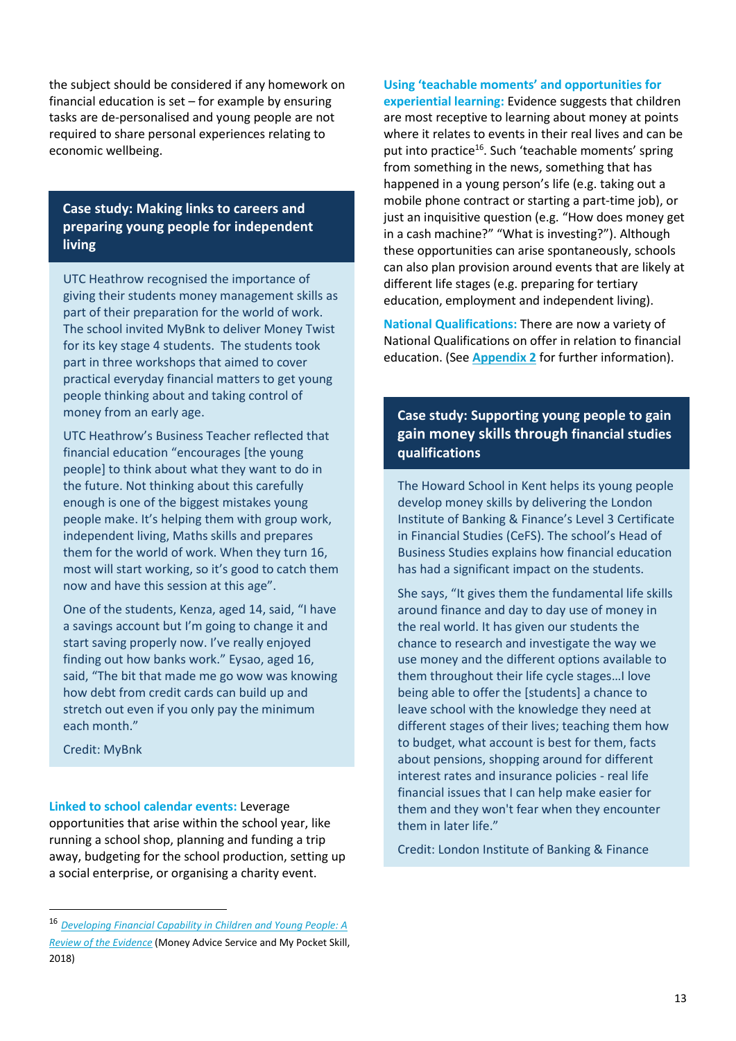the subject should be considered if any homework on financial education is set – for example by ensuring tasks are de-personalised and young people are not required to share personal experiences relating to economic wellbeing.

### Case study: Making links to careers and preparing young people for independent living

UTC Heathrow recognised the importance of giving their students money management skills as part of their preparation for the world of work. The school invited MyBnk to deliver Money Twist for its key stage 4 students. The students took part in three workshops that aimed to cover practical everyday financial matters to get young people thinking about and taking control of money from an early age.

UTC Heathrow's Business Teacher reflected that financial education "encourages [the young people] to think about what they want to do in the future. Not thinking about this carefully enough is one of the biggest mistakes young people make. It's helping them with group work, independent living, Maths skills and prepares them for the world of work. When they turn 16, most will start working, so it's good to catch them now and have this session at this age".

One of the students, Kenza, aged 14, said, "I have a savings account but I'm going to change it and start saving properly now. I've really enjoyed finding out how banks work." Eysao, aged 16, said, "The bit that made me go wow was knowing how debt from credit cards can build up and stretch out even if you only pay the minimum each month."

Credit: MyBnk

**Linked to school calendar events:** Leverage opportunities that arise within the school year, like running a school shop, planning and funding a trip away, budgeting for the school production, setting up a social enterprise, or organising a charity event.

**Using 'teachable moments' and opportunities for experiential learning:** Evidence suggests that children are most receptive to learning about money at points where it relates to events in their real lives and can be put into practice[16]. Such 'teachable moments' spring from something in the news, something that has happened in a young person's life (e.g. taking out a mobile phone contract or starting a part-time job), or just an inquisitive question (e.g. "How does money get in a cash machine?" "What is investing?"). Although these opportunities can arise spontaneously, schools can also plan provision around events that are likely at different life stages (e.g. preparing for tertiary education, employment and independent living).

**National Qualifications:** There are now a variety of National Qualifications on offer in relation to financial education. (See Appendix 2 for further information).

### Case study: Supporting young people to gain gain money skills through financial studies qualifications

The Howard School in Kent helps its young people develop money skills by delivering the London Institute of Banking & Finance's Level 3 Certificate in Financial Studies (CeFS). The school's Head of Business Studies explains how financial education has had a significant impact on the students.

She says, "It gives them the fundamental life skills around finance and day to day use of money in the real world. It has given our students the chance to research and investigate the way we use money and the different options available to them throughout their life cycle stages…I love being able to offer the [students] a chance to leave school with the knowledge they need at different stages of their lives; teaching them how to budget, what account is best for them, facts about pensions, shopping around for different interest rates and insurance policies - real life financial issues that I can help make easier for them and they won't fear when they encounter them in later life."

Credit: London Institute of Banking & Finance

[16] *Developing Financial Capability in Children and Young People: A Review of the Evidence* (Money Advice Service and My Pocket Skill, 2018)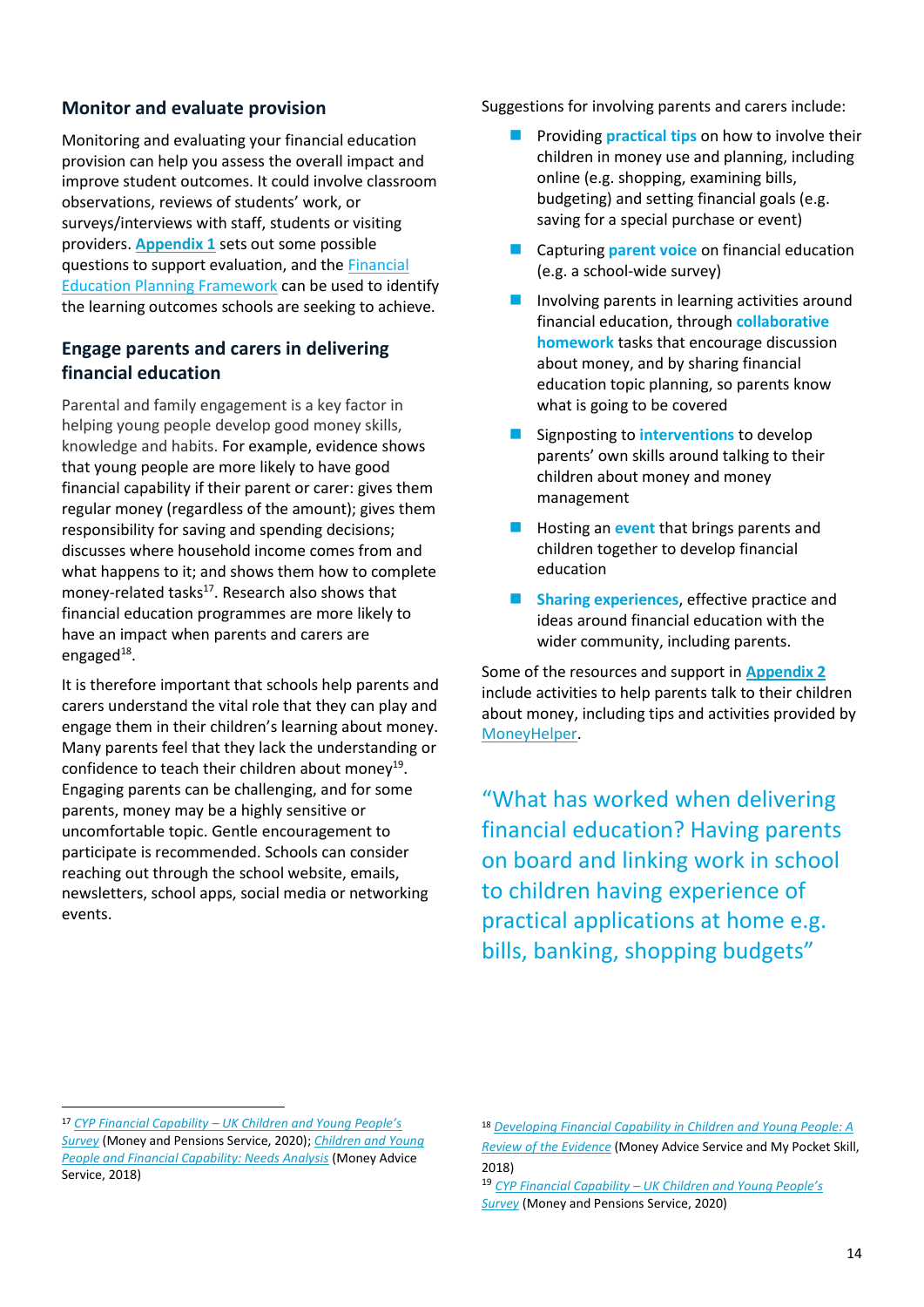## Monitor and evaluate provision

Monitoring and evaluating your financial education provision can help you assess the overall impact and improve student outcomes. It could involve classroom observations, reviews of students' work, or surveys/interviews with staff, students or visiting providers. **Appendix 1** sets out some possible questions to support evaluation, and the Financial Education Planning Framework can be used to identify the learning outcomes schools are seeking to achieve.

## Engage parents and carers in delivering financial education

Parental and family engagement is a key factor in helping young people develop good money skills, knowledge and habits. For example, evidence shows that young people are more likely to have good financial capability if their parent or carer: gives them regular money (regardless of the amount); gives them responsibility for saving and spending decisions; discusses where household income comes from and what happens to it; and shows them how to complete money-related tasks[17]. Research also shows that financial education programmes are more likely to have an impact when parents and carers are engaged[18].

It is therefore important that schools help parents and carers understand the vital role that they can play and engage them in their children's learning about money. Many parents feel that they lack the understanding or confidence to teach their children about money[19]. Engaging parents can be challenging, and for some parents, money may be a highly sensitive or uncomfortable topic. Gentle encouragement to participate is recommended. Schools can consider reaching out through the school website, emails, newsletters, school apps, social media or networking events.

Suggestions for involving parents and carers include:

- Providing **practical tips** on how to involve their children in money use and planning, including online (e.g. shopping, examining bills, budgeting) and setting financial goals (e.g. saving for a special purchase or event)
- Capturing **parent voice** on financial education (e.g. a school-wide survey)
- Involving parents in learning activities around financial education, through **collaborative homework** tasks that encourage discussion about money, and by sharing financial education topic planning, so parents know what is going to be covered
- Signposting to **interventions** to develop parents' own skills around talking to their children about money and money management
- Hosting an **event** that brings parents and children together to develop financial education
- **Sharing experiences**, effective practice and ideas around financial education with the wider community, including parents.

Some of the resources and support in **Appendix 2** include activities to help parents talk to their children about money, including tips and activities provided by MoneyHelper.

"What has worked when delivering financial education? Having parents on board and linking work in school to children having experience of practical applications at home e.g. bills, banking, shopping budgets"

---

[17] *CYP Financial Capability – UK Children and Young People's Survey* (Money and Pensions Service, 2020); *Children and Young People and Financial Capability: Needs Analysis* (Money Advice Service, 2018)

[18] *Developing Financial Capability in Children and Young People: A Review of the Evidence* (Money Advice Service and My Pocket Skill, 2018)

[19] *CYP Financial Capability – UK Children and Young People's Survey* (Money and Pensions Service, 2020)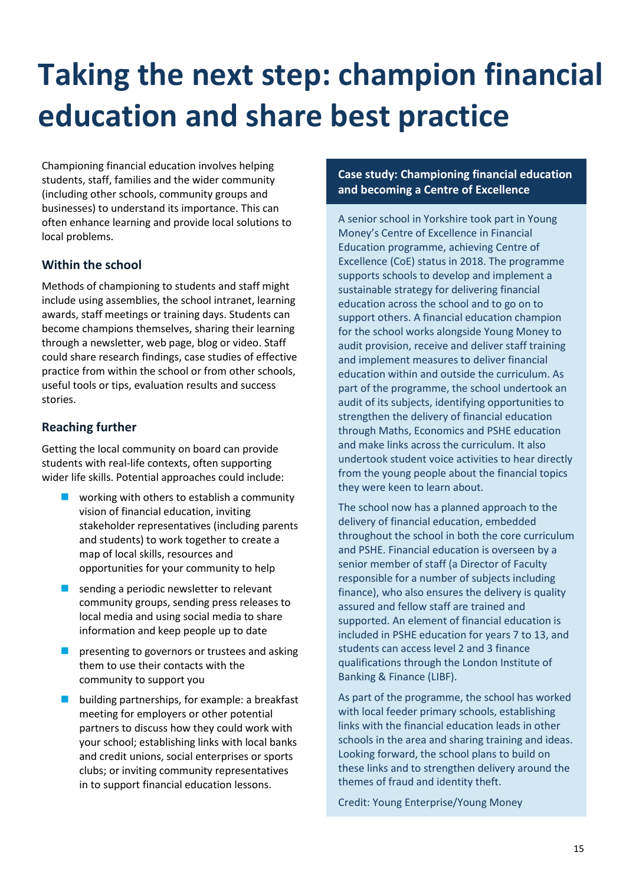# Taking the next step: champion financial education and share best practice

Championing financial education involves helping students, staff, families and the wider community (including other schools, community groups and businesses) to understand its importance. This can often enhance learning and provide local solutions to local problems.

### Within the school

Methods of championing to students and staff might include using assemblies, the school intranet, learning awards, staff meetings or training days. Students can become champions themselves, sharing their learning through a newsletter, web page, blog or video. Staff could share research findings, case studies of effective practice from within the school or from other schools, useful tools or tips, evaluation results and success stories.

### Reaching further

Getting the local community on board can provide students with real-life contexts, often supporting wider life skills. Potential approaches could include:

- working with others to establish a community vision of financial education, inviting stakeholder representatives (including parents and students) to work together to create a map of local skills, resources and opportunities for your community to help
- sending a periodic newsletter to relevant community groups, sending press releases to local media and using social media to share information and keep people up to date
- presenting to governors or trustees and asking them to use their contacts with the community to support you
- building partnerships, for example: a breakfast meeting for employers or other potential partners to discuss how they could work with your school; establishing links with local banks and credit unions, social enterprises or sports clubs; or inviting community representatives in to support financial education lessons.

**Case study: Championing financial education and becoming a Centre of Excellence**

A senior school in Yorkshire took part in Young Money's Centre of Excellence in Financial Education programme, achieving Centre of Excellence (CoE) status in 2018. The programme supports schools to develop and implement a sustainable strategy for delivering financial education across the school and to go on to support others. A financial education champion for the school works alongside Young Money to audit provision, receive and deliver staff training and implement measures to deliver financial education within and outside the curriculum. As part of the programme, the school undertook an audit of its subjects, identifying opportunities to strengthen the delivery of financial education through Maths, Economics and PSHE education and make links across the curriculum. It also undertook student voice activities to hear directly from the young people about the financial topics they were keen to learn about.

The school now has a planned approach to the delivery of financial education, embedded throughout the school in both the core curriculum and PSHE. Financial education is overseen by a senior member of staff (a Director of Faculty responsible for a number of subjects including finance), who also ensures the delivery is quality assured and fellow staff are trained and supported. An element of financial education is included in PSHE education for years 7 to 13, and students can access level 2 and 3 finance qualifications through the London Institute of Banking & Finance (LIBF).

As part of the programme, the school has worked with local feeder primary schools, establishing links with the financial education leads in other schools in the area and sharing training and ideas. Looking forward, the school plans to build on these links and to strengthen delivery around the themes of fraud and identity theft.

Credit: Young Enterprise/Young Money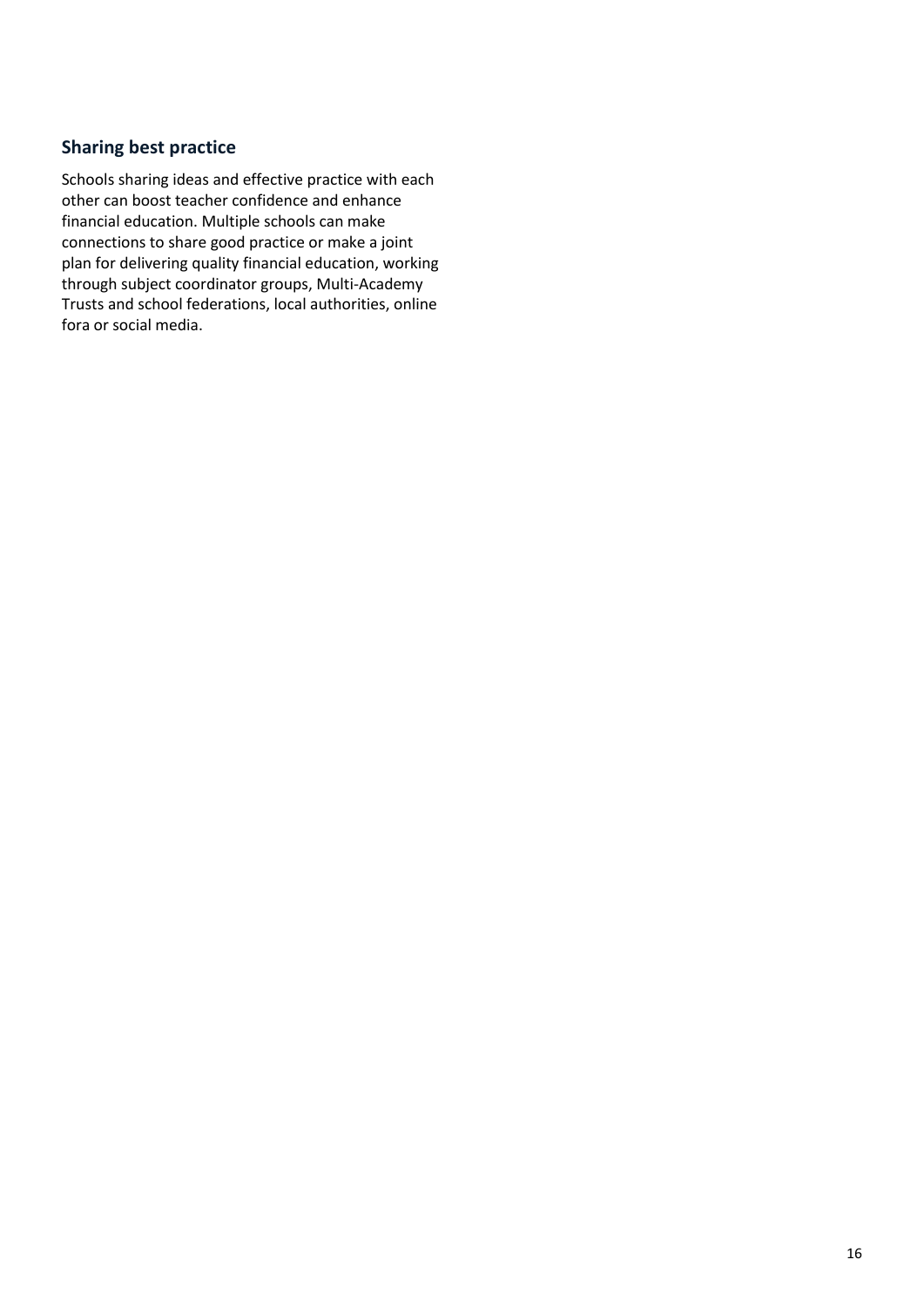## Sharing best practice

Schools sharing ideas and effective practice with each other can boost teacher confidence and enhance financial education. Multiple schools can make connections to share good practice or make a joint plan for delivering quality financial education, working through subject coordinator groups, Multi-Academy Trusts and school federations, local authorities, online fora or social media.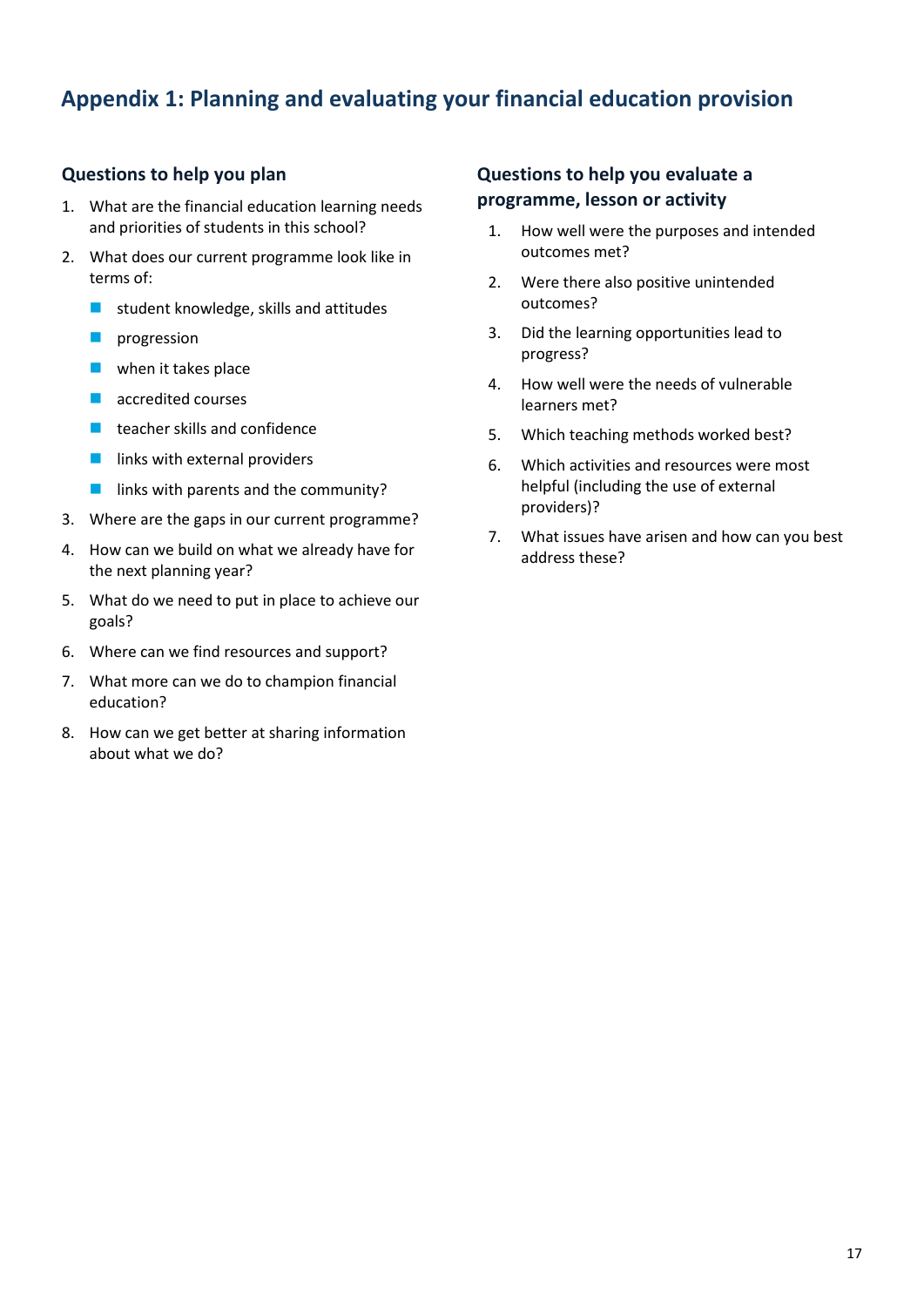## Appendix 1: Planning and evaluating your financial education provision

### Questions to help you plan

1. What are the financial education learning needs and priorities of students in this school?
2. What does our current programme look like in terms of:
   - student knowledge, skills and attitudes
   - progression
   - when it takes place
   - accredited courses
   - teacher skills and confidence
   - links with external providers
   - links with parents and the community?
3. Where are the gaps in our current programme?
4. How can we build on what we already have for the next planning year?
5. What do we need to put in place to achieve our goals?
6. Where can we find resources and support?
7. What more can we do to champion financial education?
8. How can we get better at sharing information about what we do?

### Questions to help you evaluate a programme, lesson or activity

1. How well were the purposes and intended outcomes met?
2. Were there also positive unintended outcomes?
3. Did the learning opportunities lead to progress?
4. How well were the needs of vulnerable learners met?
5. Which teaching methods worked best?
6. Which activities and resources were most helpful (including the use of external providers)?
7. What issues have arisen and how can you best address these?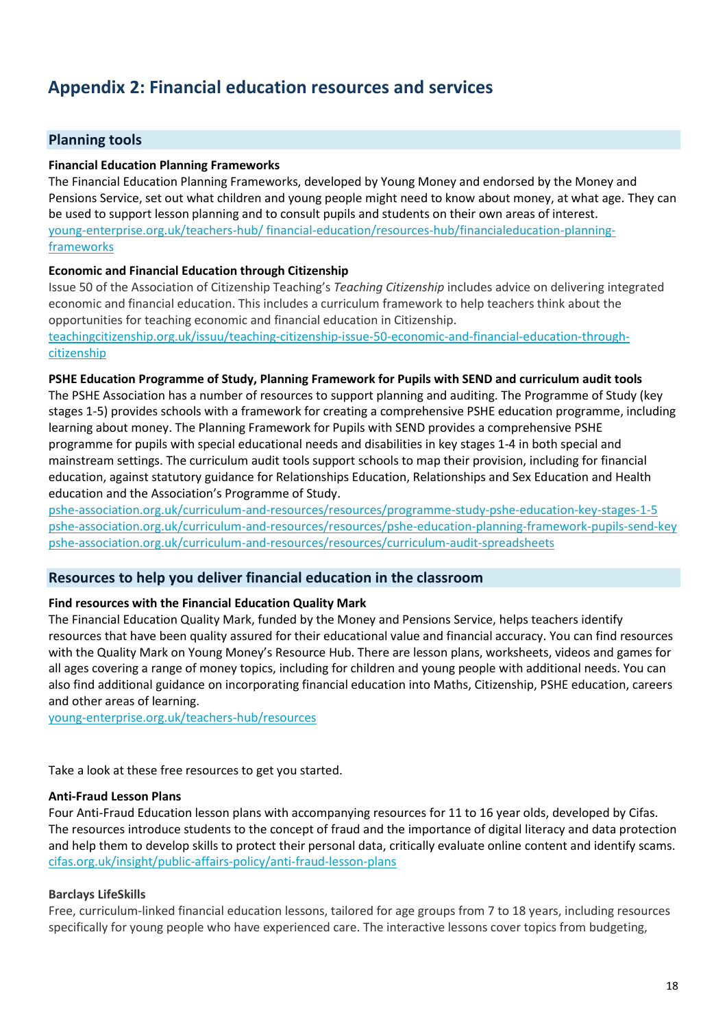# Appendix 2: Financial education resources and services

## Planning tools

**Financial Education Planning Frameworks**

The Financial Education Planning Frameworks, developed by Young Money and endorsed by the Money and Pensions Service, set out what children and young people might need to know about money, at what age. They can be used to support lesson planning and to consult pupils and students on their own areas of interest.
young-enterprise.org.uk/teachers-hub/ financial-education/resources-hub/financialeducation-planning-frameworks

**Economic and Financial Education through Citizenship**

Issue 50 of the Association of Citizenship Teaching's *Teaching Citizenship* includes advice on delivering integrated economic and financial education. This includes a curriculum framework to help teachers think about the opportunities for teaching economic and financial education in Citizenship.
teachingcitizenship.org.uk/issuu/teaching-citizenship-issue-50-economic-and-financial-education-through-citizenship

**PSHE Education Programme of Study, Planning Framework for Pupils with SEND and curriculum audit tools**

The PSHE Association has a number of resources to support planning and auditing. The Programme of Study (key stages 1-5) provides schools with a framework for creating a comprehensive PSHE education programme, including learning about money. The Planning Framework for Pupils with SEND provides a comprehensive PSHE programme for pupils with special educational needs and disabilities in key stages 1-4 in both special and mainstream settings. The curriculum audit tools support schools to map their provision, including for financial education, against statutory guidance for Relationships Education, Relationships and Sex Education and Health education and the Association's Programme of Study.
pshe-association.org.uk/curriculum-and-resources/resources/programme-study-pshe-education-key-stages-1-5
pshe-association.org.uk/curriculum-and-resources/resources/pshe-education-planning-framework-pupils-send-key
pshe-association.org.uk/curriculum-and-resources/resources/curriculum-audit-spreadsheets

## Resources to help you deliver financial education in the classroom

**Find resources with the Financial Education Quality Mark**

The Financial Education Quality Mark, funded by the Money and Pensions Service, helps teachers identify resources that have been quality assured for their educational value and financial accuracy. You can find resources with the Quality Mark on Young Money's Resource Hub. There are lesson plans, worksheets, videos and games for all ages covering a range of money topics, including for children and young people with additional needs. You can also find additional guidance on incorporating financial education into Maths, Citizenship, PSHE education, careers and other areas of learning.
young-enterprise.org.uk/teachers-hub/resources

Take a look at these free resources to get you started.

**Anti-Fraud Lesson Plans**

Four Anti-Fraud Education lesson plans with accompanying resources for 11 to 16 year olds, developed by Cifas. The resources introduce students to the concept of fraud and the importance of digital literacy and data protection and help them to develop skills to protect their personal data, critically evaluate online content and identify scams.
cifas.org.uk/insight/public-affairs-policy/anti-fraud-lesson-plans

**Barclays LifeSkills**

Free, curriculum-linked financial education lessons, tailored for age groups from 7 to 18 years, including resources specifically for young people who have experienced care. The interactive lessons cover topics from budgeting,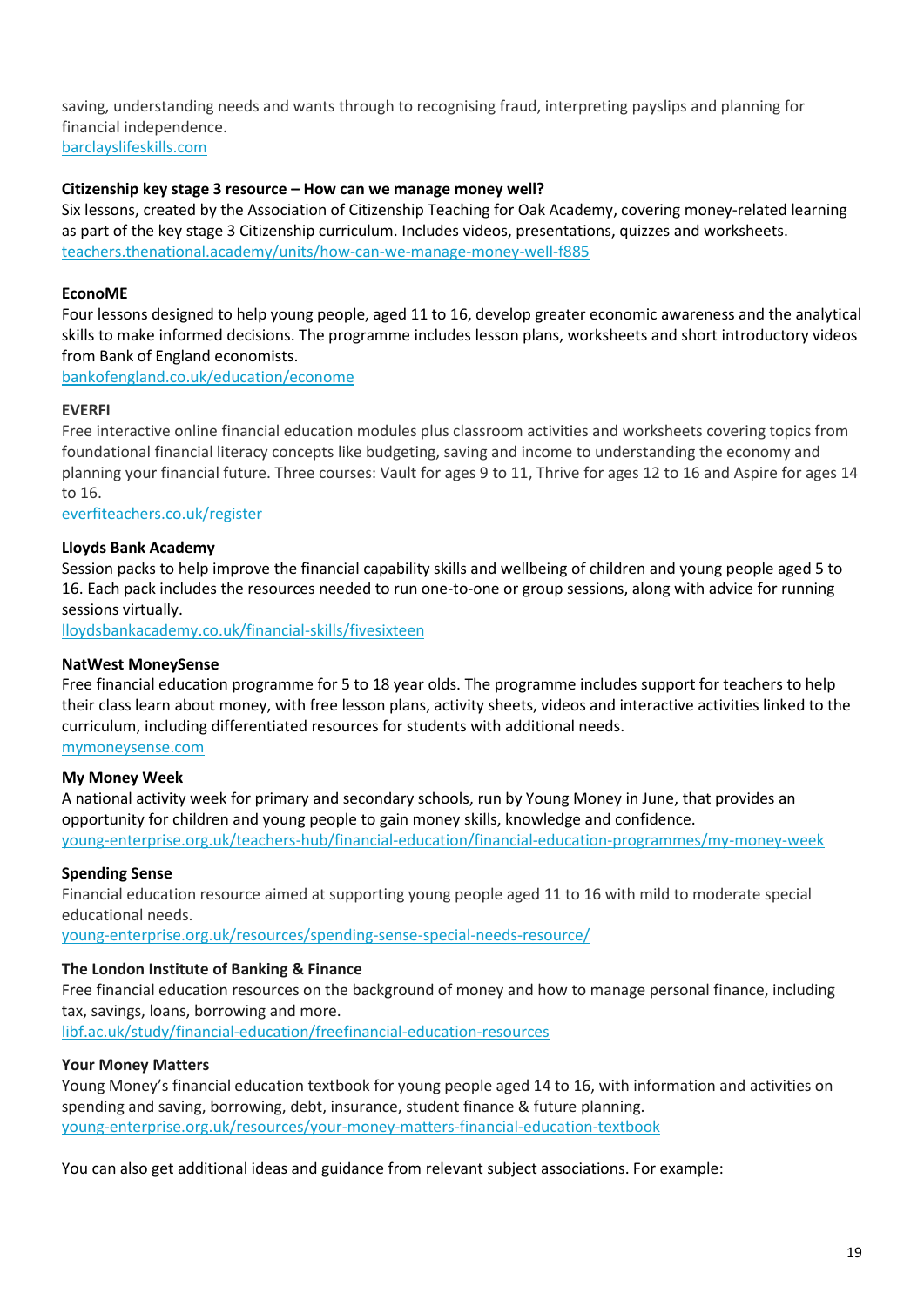saving, understanding needs and wants through to recognising fraud, interpreting payslips and planning for financial independence.
barclayslifeskills.com

**Citizenship key stage 3 resource – How can we manage money well?**
Six lessons, created by the Association of Citizenship Teaching for Oak Academy, covering money-related learning as part of the key stage 3 Citizenship curriculum. Includes videos, presentations, quizzes and worksheets.
teachers.thenational.academy/units/how-can-we-manage-money-well-f885

**EconoME**
Four lessons designed to help young people, aged 11 to 16, develop greater economic awareness and the analytical skills to make informed decisions. The programme includes lesson plans, worksheets and short introductory videos from Bank of England economists.
bankofengland.co.uk/education/econome

**EVERFI**
Free interactive online financial education modules plus classroom activities and worksheets covering topics from foundational financial literacy concepts like budgeting, saving and income to understanding the economy and planning your financial future. Three courses: Vault for ages 9 to 11, Thrive for ages 12 to 16 and Aspire for ages 14 to 16.
everfiteachers.co.uk/register

**Lloyds Bank Academy**
Session packs to help improve the financial capability skills and wellbeing of children and young people aged 5 to 16. Each pack includes the resources needed to run one-to-one or group sessions, along with advice for running sessions virtually.
lloydsbankacademy.co.uk/financial-skills/fivesixteen

**NatWest MoneySense**
Free financial education programme for 5 to 18 year olds. The programme includes support for teachers to help their class learn about money, with free lesson plans, activity sheets, videos and interactive activities linked to the curriculum, including differentiated resources for students with additional needs.
mymoneysense.com

**My Money Week**
A national activity week for primary and secondary schools, run by Young Money in June, that provides an opportunity for children and young people to gain money skills, knowledge and confidence.
young-enterprise.org.uk/teachers-hub/financial-education/financial-education-programmes/my-money-week

**Spending Sense**
Financial education resource aimed at supporting young people aged 11 to 16 with mild to moderate special educational needs.
young-enterprise.org.uk/resources/spending-sense-special-needs-resource/

**The London Institute of Banking & Finance**
Free financial education resources on the background of money and how to manage personal finance, including tax, savings, loans, borrowing and more.
libf.ac.uk/study/financial-education/freefinancial-education-resources

**Your Money Matters**
Young Money's financial education textbook for young people aged 14 to 16, with information and activities on spending and saving, borrowing, debt, insurance, student finance & future planning.
young-enterprise.org.uk/resources/your-money-matters-financial-education-textbook

You can also get additional ideas and guidance from relevant subject associations. For example: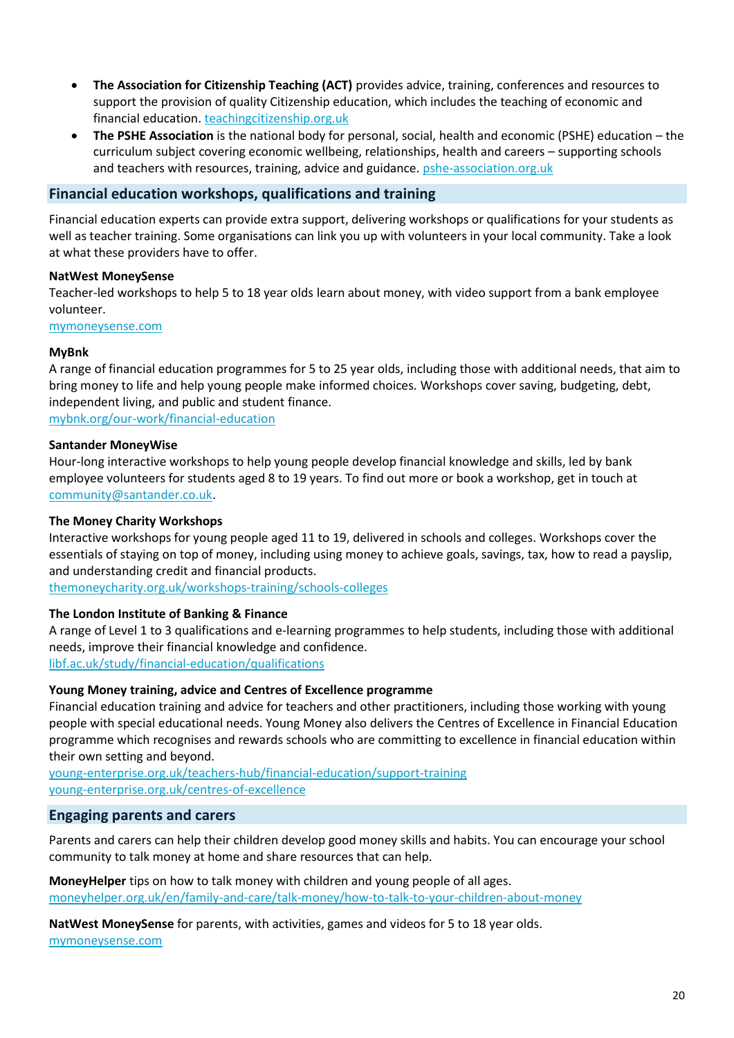- **The Association for Citizenship Teaching (ACT)** provides advice, training, conferences and resources to support the provision of quality Citizenship education, which includes the teaching of economic and financial education. teachingcitizenship.org.uk
- **The PSHE Association** is the national body for personal, social, health and economic (PSHE) education – the curriculum subject covering economic wellbeing, relationships, health and careers – supporting schools and teachers with resources, training, advice and guidance. pshe-association.org.uk

## Financial education workshops, qualifications and training

Financial education experts can provide extra support, delivering workshops or qualifications for your students as well as teacher training. Some organisations can link you up with volunteers in your local community. Take a look at what these providers have to offer.

**NatWest MoneySense**
Teacher-led workshops to help 5 to 18 year olds learn about money, with video support from a bank employee volunteer.
mymoneysense.com

**MyBnk**
A range of financial education programmes for 5 to 25 year olds, including those with additional needs, that aim to bring money to life and help young people make informed choices. Workshops cover saving, budgeting, debt, independent living, and public and student finance.
mybnk.org/our-work/financial-education

**Santander MoneyWise**
Hour-long interactive workshops to help young people develop financial knowledge and skills, led by bank employee volunteers for students aged 8 to 19 years. To find out more or book a workshop, get in touch at community@santander.co.uk.

**The Money Charity Workshops**
Interactive workshops for young people aged 11 to 19, delivered in schools and colleges. Workshops cover the essentials of staying on top of money, including using money to achieve goals, savings, tax, how to read a payslip, and understanding credit and financial products.
themoneycharity.org.uk/workshops-training/schools-colleges

**The London Institute of Banking & Finance**
A range of Level 1 to 3 qualifications and e-learning programmes to help students, including those with additional needs, improve their financial knowledge and confidence.
libf.ac.uk/study/financial-education/qualifications

**Young Money training, advice and Centres of Excellence programme**
Financial education training and advice for teachers and other practitioners, including those working with young people with special educational needs. Young Money also delivers the Centres of Excellence in Financial Education programme which recognises and rewards schools who are committing to excellence in financial education within their own setting and beyond.
young-enterprise.org.uk/teachers-hub/financial-education/support-training
young-enterprise.org.uk/centres-of-excellence

## Engaging parents and carers

Parents and carers can help their children develop good money skills and habits. You can encourage your school community to talk money at home and share resources that can help.

**MoneyHelper** tips on how to talk money with children and young people of all ages.
moneyhelper.org.uk/en/family-and-care/talk-money/how-to-talk-to-your-children-about-money

**NatWest MoneySense** for parents, with activities, games and videos for 5 to 18 year olds.
mymoneysense.com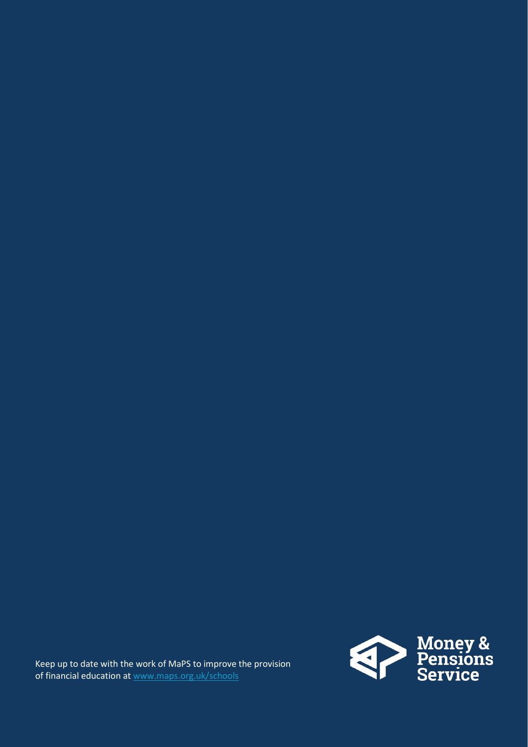Keep up to date with the work of MaPS to improve the provision of financial education at [www.maps.org.uk/schools](http://www.maps.org.uk/schools)

Money & Pensions Service